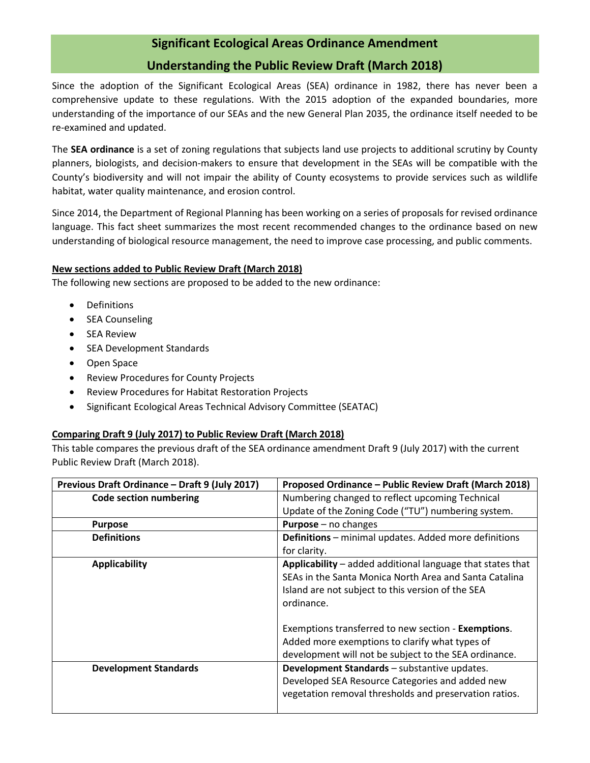# Significant Ecological Areas Ordinance Amendment

## Understanding the Public Review Draft (March 2018)

Since the adoption of the Significant Ecological Areas (SEA) ordinance in 1982, there has never been a comprehensive update to these regulations. With the 2015 adoption of the expanded boundaries, more understanding of the importance of our SEAs and the new General Plan 2035, the ordinance itself needed to be re-examined and updated.

The **SEA ordinance** is a set of zoning regulations that subjects land use projects to additional scrutiny by County planners, biologists, and decision-makers to ensure that development in the SEAs will be compatible with the County's biodiversity and will not impair the ability of County ecosystems to provide services such as wildlife habitat, water quality maintenance, and erosion control.

Since 2014, the Department of Regional Planning has been working on a series of proposals for revised ordinance language. This fact sheet summarizes the most recent recommended changes to the ordinance based on new understanding of biological resource management, the need to improve case processing, and public comments.

**New sections added to Public Review Draft (March 2018)**

The following new sections are proposed to be added to the new ordinance:

- Definitions
- SEA Counseling
- SEA Review
- SEA Development Standards
- Open Space
- Review Procedures for County Projects
- Review Procedures for Habitat Restoration Projects
- Significant Ecological Areas Technical Advisory Committee (SEATAC)

**Comparing Draft 9 (July 2017) to Public Review Draft (March 2018)**

This table compares the previous draft of the SEA ordinance amendment Draft 9 (July 2017) with the current Public Review Draft (March 2018).

| Previous Draft Ordinance – Draft 9 (July 2017) | Proposed Ordinance – Public Review Draft (March 2018) |
|---|---|
| **Code section numbering** | Numbering changed to reflect upcoming Technical Update of the Zoning Code ("TU") numbering system. |
| **Purpose** | **Purpose** – no changes |
| **Definitions** | **Definitions** – minimal updates. Added more definitions for clarity. |
| **Applicability** | **Applicability** – added additional language that states that SEAs in the Santa Monica North Area and Santa Catalina Island are not subject to this version of the SEA ordinance.<br><br>Exemptions transferred to new section - **Exemptions**. Added more exemptions to clarify what types of development will not be subject to the SEA ordinance. |
| **Development Standards** | **Development Standards** – substantive updates. Developed SEA Resource Categories and added new vegetation removal thresholds and preservation ratios. |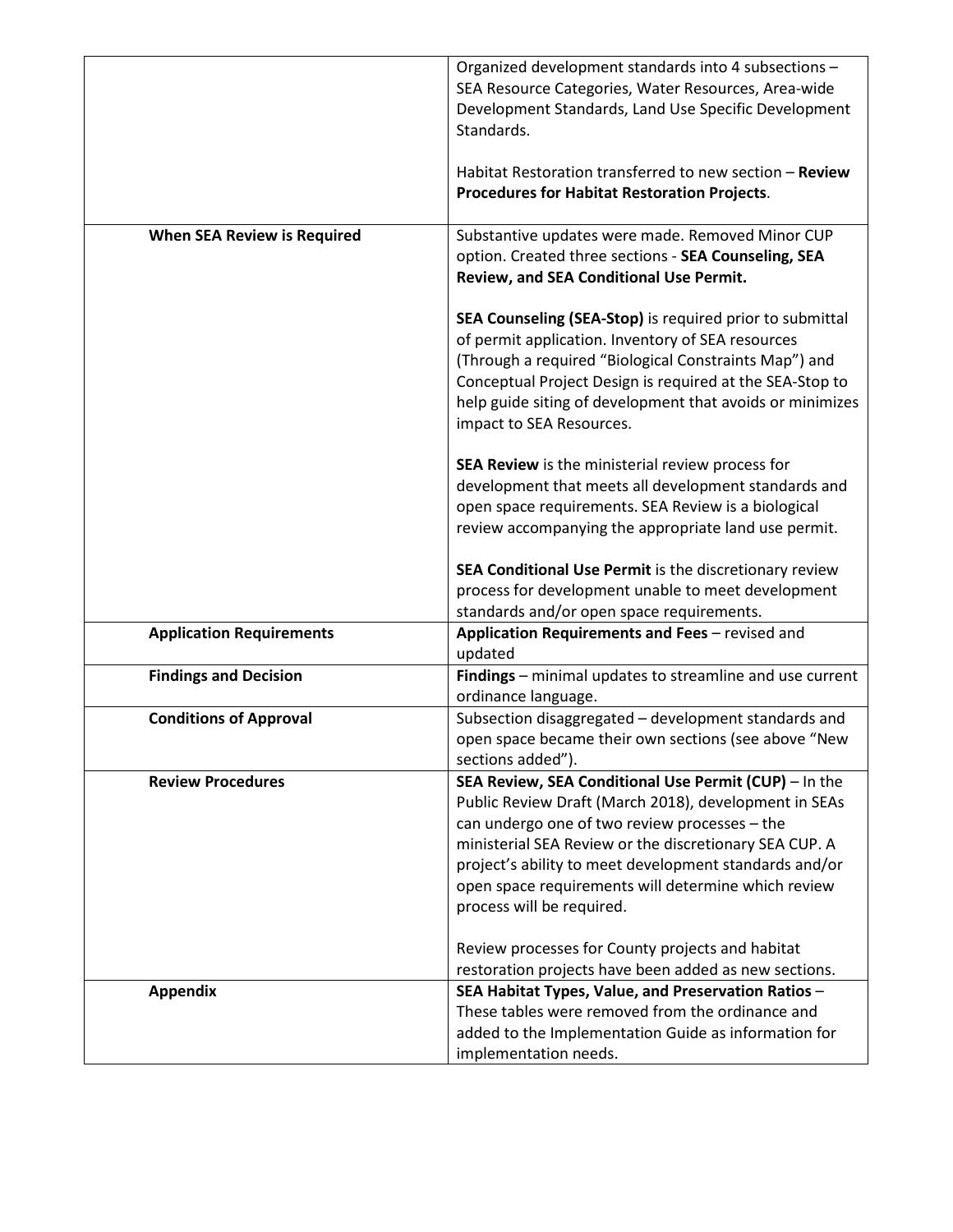| | |
|---|---|
| | Organized development standards into 4 subsections – SEA Resource Categories, Water Resources, Area-wide Development Standards, Land Use Specific Development Standards.<br><br>Habitat Restoration transferred to new section – **Review Procedures for Habitat Restoration Projects**. |
| **When SEA Review is Required** | Substantive updates were made. Removed Minor CUP option. Created three sections - **SEA Counseling, SEA Review, and SEA Conditional Use Permit.**<br><br>**SEA Counseling (SEA-Stop)** is required prior to submittal of permit application. Inventory of SEA resources (Through a required "Biological Constraints Map") and Conceptual Project Design is required at the SEA-Stop to help guide siting of development that avoids or minimizes impact to SEA Resources.<br><br>**SEA Review** is the ministerial review process for development that meets all development standards and open space requirements. SEA Review is a biological review accompanying the appropriate land use permit.<br><br>**SEA Conditional Use Permit** is the discretionary review process for development unable to meet development standards and/or open space requirements. |
| **Application Requirements** | **Application Requirements and Fees** – revised and updated |
| **Findings and Decision** | **Findings** – minimal updates to streamline and use current ordinance language. |
| **Conditions of Approval** | Subsection disaggregated – development standards and open space became their own sections (see above "New sections added"). |
| **Review Procedures** | **SEA Review, SEA Conditional Use Permit (CUP)** – In the Public Review Draft (March 2018), development in SEAs can undergo one of two review processes – the ministerial SEA Review or the discretionary SEA CUP. A project's ability to meet development standards and/or open space requirements will determine which review process will be required.<br><br>Review processes for County projects and habitat restoration projects have been added as new sections. |
| **Appendix** | **SEA Habitat Types, Value, and Preservation Ratios** – These tables were removed from the ordinance and added to the Implementation Guide as information for implementation needs. |